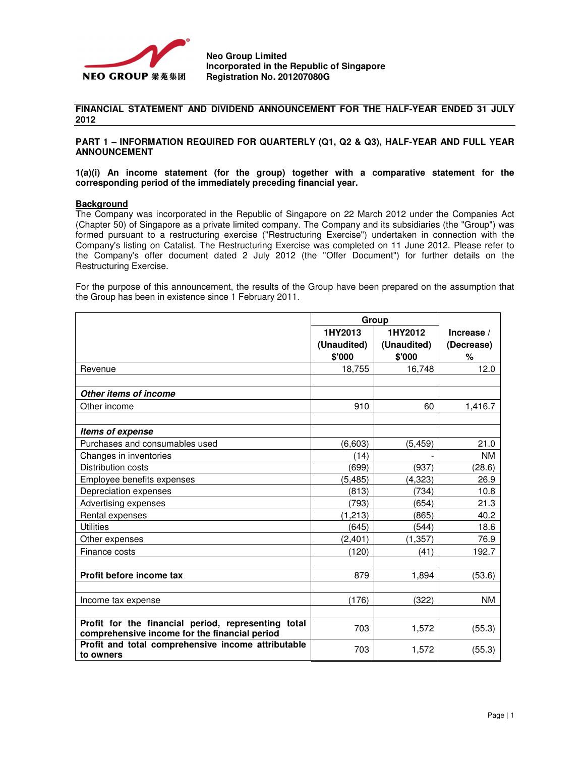**Neo Group Limited**
**Incorporated in the Republic of Singapore**
**Registration No. 201207080G**

## FINANCIAL STATEMENT AND DIVIDEND ANNOUNCEMENT FOR THE HALF-YEAR ENDED 31 JULY 2012

### PART 1 – INFORMATION REQUIRED FOR QUARTERLY (Q1, Q2 & Q3), HALF-YEAR AND FULL YEAR ANNOUNCEMENT

**1(a)(i) An income statement (for the group) together with a comparative statement for the corresponding period of the immediately preceding financial year.**

**Background**

The Company was incorporated in the Republic of Singapore on 22 March 2012 under the Companies Act (Chapter 50) of Singapore as a private limited company. The Company and its subsidiaries (the "Group") was formed pursuant to a restructuring exercise ("Restructuring Exercise") undertaken in connection with the Company's listing on Catalist. The Restructuring Exercise was completed on 11 June 2012. Please refer to the Company's offer document dated 2 July 2012 (the "Offer Document") for further details on the Restructuring Exercise.

For the purpose of this announcement, the results of the Group have been prepared on the assumption that the Group has been in existence since 1 February 2011.

| | Group | | |
|---|---|---|---|
| | 1HY2013 (Unaudited) $'000 | 1HY2012 (Unaudited) $'000 | Increase / (Decrease) % |
| Revenue | 18,755 | 16,748 | 12.0 |
| | | | |
| ***Other items of income*** | | | |
| Other income | 910 | 60 | 1,416.7 |
| | | | |
| ***Items of expense*** | | | |
| Purchases and consumables used | (6,603) | (5,459) | 21.0 |
| Changes in inventories | (14) | - | NM |
| Distribution costs | (699) | (937) | (28.6) |
| Employee benefits expenses | (5,485) | (4,323) | 26.9 |
| Depreciation expenses | (813) | (734) | 10.8 |
| Advertising expenses | (793) | (654) | 21.3 |
| Rental expenses | (1,213) | (865) | 40.2 |
| Utilities | (645) | (544) | 18.6 |
| Other expenses | (2,401) | (1,357) | 76.9 |
| Finance costs | (120) | (41) | 192.7 |
| | | | |
| **Profit before income tax** | 879 | 1,894 | (53.6) |
| | | | |
| Income tax expense | (176) | (322) | NM |
| | | | |
| **Profit for the financial period, representing total comprehensive income for the financial period** | 703 | 1,572 | (55.3) |
| **Profit and total comprehensive income attributable to owners** | 703 | 1,572 | (55.3) |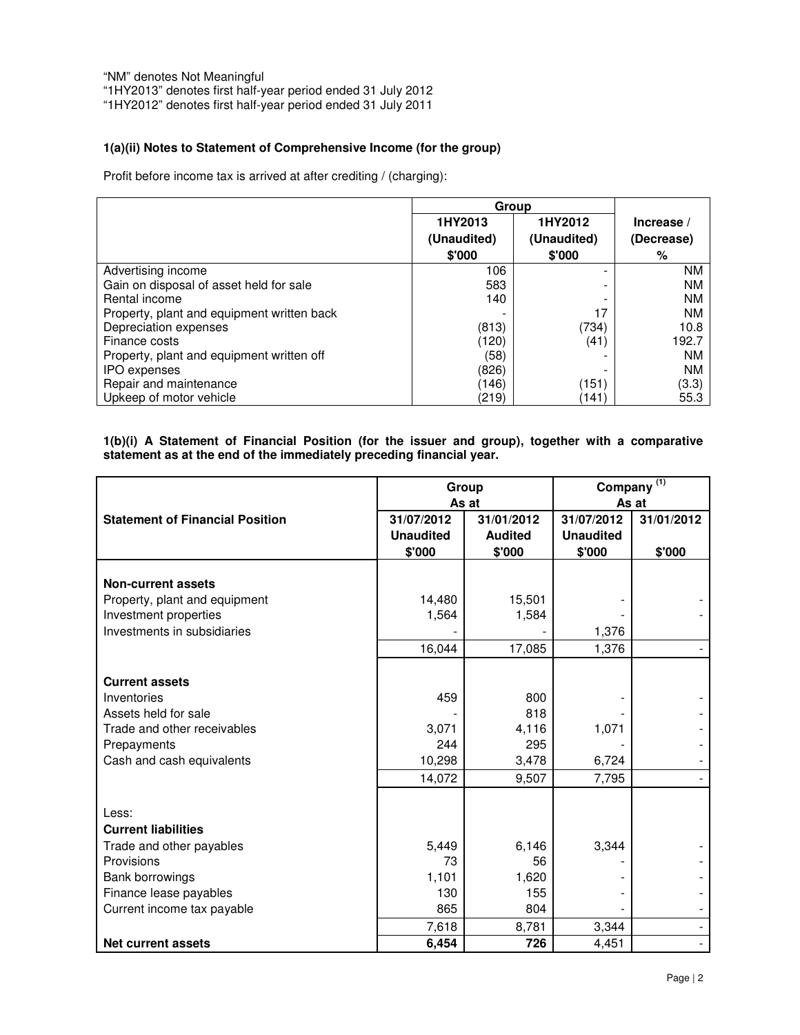"NM" denotes Not Meaningful
"1HY2013" denotes first half-year period ended 31 July 2012
"1HY2012" denotes first half-year period ended 31 July 2011

**1(a)(ii) Notes to Statement of Comprehensive Income (for the group)**

Profit before income tax is arrived at after crediting / (charging):

| | Group | | |
|---|---|---|---|
| | 1HY2013 (Unaudited) $'000 | 1HY2012 (Unaudited) $'000 | Increase / (Decrease) % |
| Advertising income | 106 | - | NM |
| Gain on disposal of asset held for sale | 583 | - | NM |
| Rental income | 140 | - | NM |
| Property, plant and equipment written back | - | 17 | NM |
| Depreciation expenses | (813) | (734) | 10.8 |
| Finance costs | (120) | (41) | 192.7 |
| Property, plant and equipment written off | (58) | - | NM |
| IPO expenses | (826) | - | NM |
| Repair and maintenance | (146) | (151) | (3.3) |
| Upkeep of motor vehicle | (219) | (141) | 55.3 |

**1(b)(i) A Statement of Financial Position (for the issuer and group), together with a comparative statement as at the end of the immediately preceding financial year.**

| | Group As at | | Company [(1)] As at | |
|---|---|---|---|---|
| **Statement of Financial Position** | 31/07/2012 Unaudited $'000 | 31/01/2012 Audited $'000 | 31/07/2012 Unaudited $'000 | 31/01/2012 $'000 |
| **Non-current assets** | | | | |
| Property, plant and equipment | 14,480 | 15,501 | - | - |
| Investment properties | 1,564 | 1,584 | - | - |
| Investments in subsidiaries | - | - | 1,376 | |
| | 16,044 | 17,085 | 1,376 | - |
| **Current assets** | | | | |
| Inventories | 459 | 800 | - | - |
| Assets held for sale | - | 818 | - | - |
| Trade and other receivables | 3,071 | 4,116 | 1,071 | - |
| Prepayments | 244 | 295 | - | - |
| Cash and cash equivalents | 10,298 | 3,478 | 6,724 | - |
| | 14,072 | 9,507 | 7,795 | - |
| Less: | | | | |
| **Current liabilities** | | | | |
| Trade and other payables | 5,449 | 6,146 | 3,344 | - |
| Provisions | 73 | 56 | - | - |
| Bank borrowings | 1,101 | 1,620 | - | - |
| Finance lease payables | 130 | 155 | - | - |
| Current income tax payable | 865 | 804 | - | - |
| | 7,618 | 8,781 | 3,344 | - |
| **Net current assets** | **6,454** | **726** | 4,451 | - |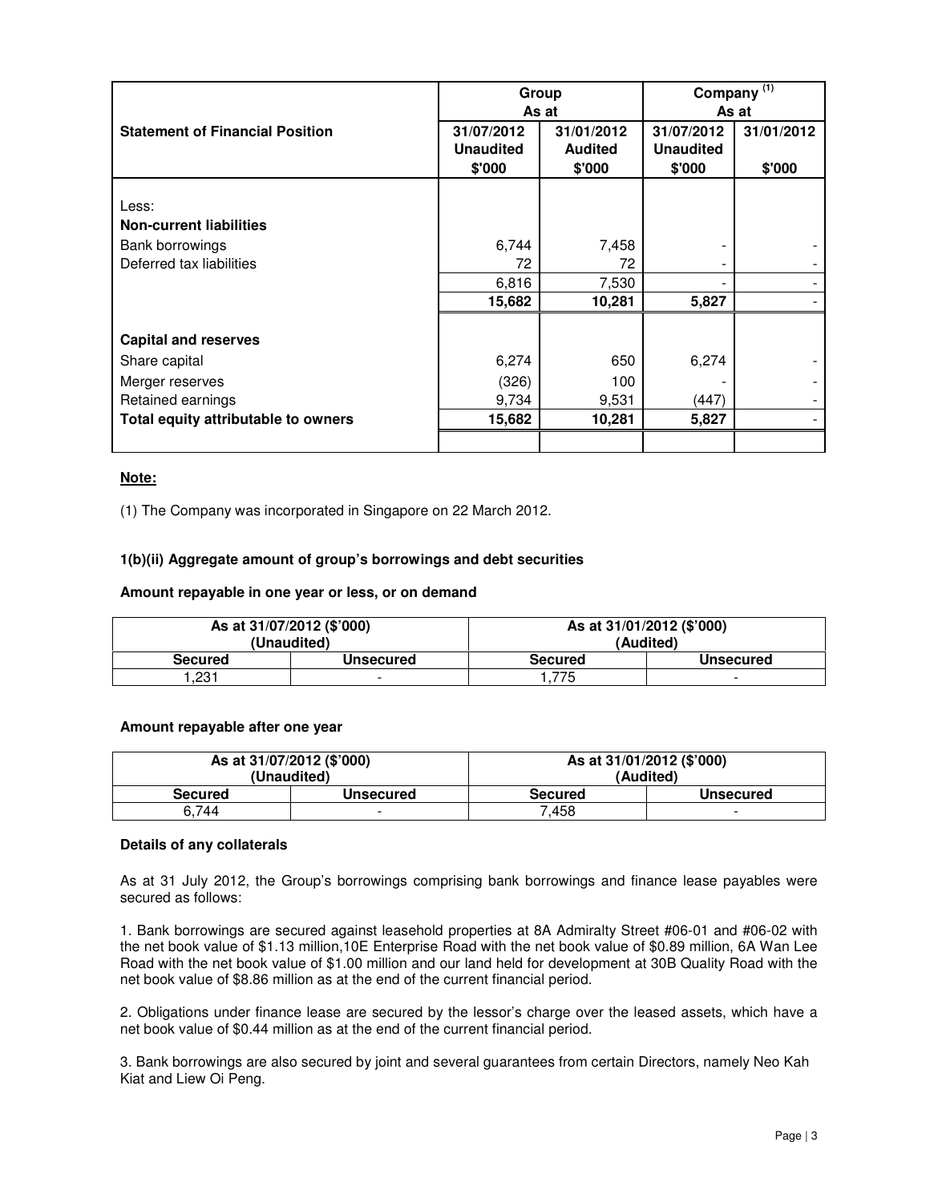| Statement of Financial Position | Group As at | | Company [1] As at | |
|---|---|---|---|---|
| | 31/07/2012 Unaudited $'000 | 31/01/2012 Audited $'000 | 31/07/2012 Unaudited $'000 | 31/01/2012 $'000 |
| Less: | | | | |
| **Non-current liabilities** | | | | |
| Bank borrowings | 6,744 | 7,458 | - | - |
| Deferred tax liabilities | 72 | 72 | - | - |
| | 6,816 | 7,530 | - | - |
| | **15,682** | **10,281** | **5,827** | - |
| **Capital and reserves** | | | | |
| Share capital | 6,274 | 650 | 6,274 | - |
| Merger reserves | (326) | 100 | - | - |
| Retained earnings | 9,734 | 9,531 | (447) | - |
| **Total equity attributable to owners** | **15,682** | **10,281** | **5,827** | - |

**Note:**

(1) The Company was incorporated in Singapore on 22 March 2012.

**1(b)(ii) Aggregate amount of group's borrowings and debt securities**

**Amount repayable in one year or less, or on demand**

| As at 31/07/2012 ($'000) (Unaudited) | | As at 31/01/2012 ($'000) (Audited) | |
|---|---|---|---|
| **Secured** | **Unsecured** | **Secured** | **Unsecured** |
| 1,231 | - | 1,775 | - |

**Amount repayable after one year**

| As at 31/07/2012 ($'000) (Unaudited) | | As at 31/01/2012 ($'000) (Audited) | |
|---|---|---|---|
| **Secured** | **Unsecured** | **Secured** | **Unsecured** |
| 6,744 | - | 7,458 | - |

**Details of any collaterals**

As at 31 July 2012, the Group's borrowings comprising bank borrowings and finance lease payables were secured as follows:

1. Bank borrowings are secured against leasehold properties at 8A Admiralty Street #06-01 and #06-02 with the net book value of $1.13 million,10E Enterprise Road with the net book value of $0.89 million, 6A Wan Lee Road with the net book value of $1.00 million and our land held for development at 30B Quality Road with the net book value of $8.86 million as at the end of the current financial period.

2. Obligations under finance lease are secured by the lessor's charge over the leased assets, which have a net book value of $0.44 million as at the end of the current financial period.

3. Bank borrowings are also secured by joint and several guarantees from certain Directors, namely Neo Kah Kiat and Liew Oi Peng.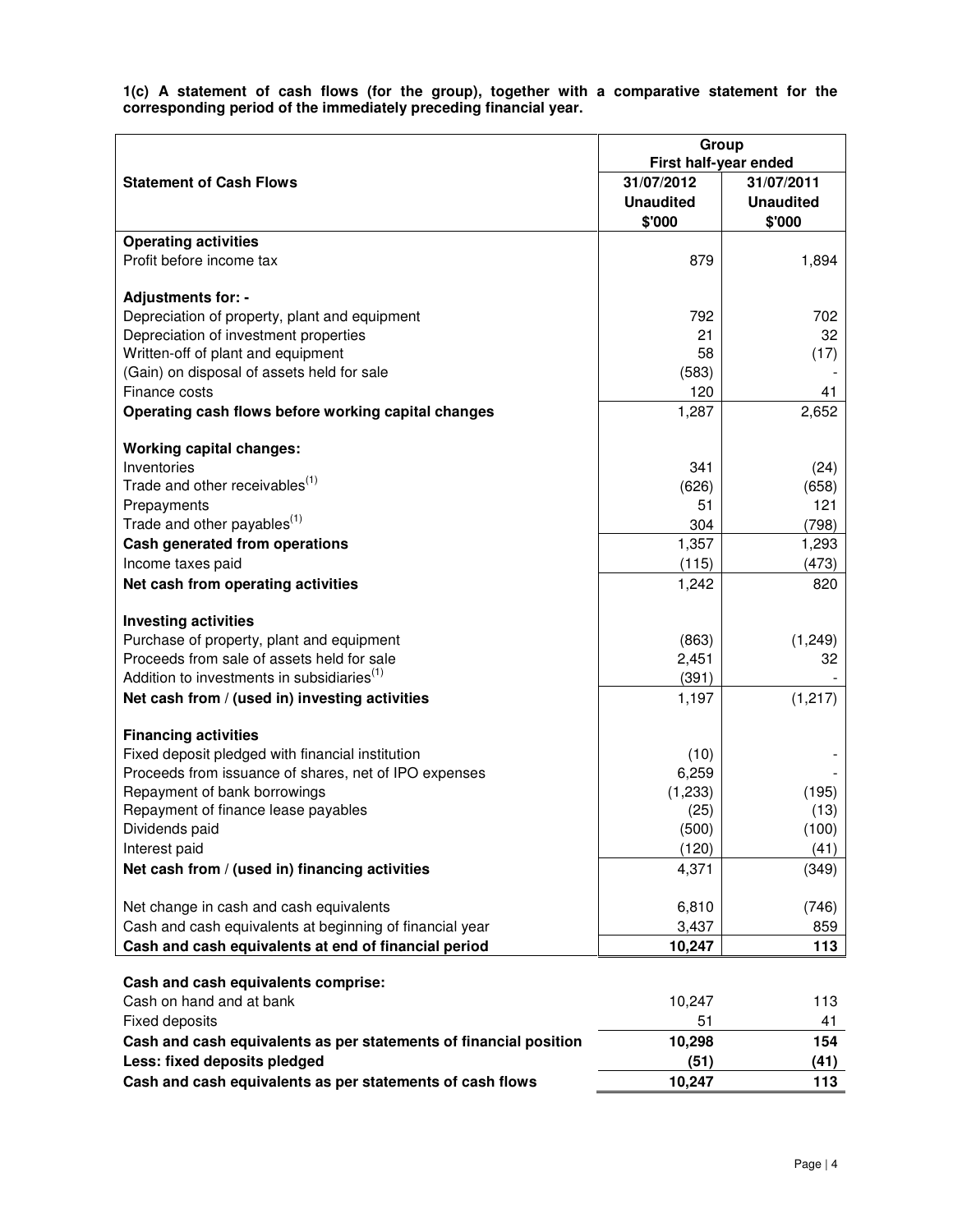**1(c) A statement of cash flows (for the group), together with a comparative statement for the corresponding period of the immediately preceding financial year.**

| Statement of Cash Flows | Group | |
|---|---|---|
| | First half-year ended | |
| | 31/07/2012 Unaudited $'000 | 31/07/2011 Unaudited $'000 |
| **Operating activities** | | |
| Profit before income tax | 879 | 1,894 |
| | | |
| **Adjustments for: -** | | |
| Depreciation of property, plant and equipment | 792 | 702 |
| Depreciation of investment properties | 21 | 32 |
| Written-off of plant and equipment | 58 | (17) |
| (Gain) on disposal of assets held for sale | (583) | - |
| Finance costs | 120 | 41 |
| **Operating cash flows before working capital changes** | 1,287 | 2,652 |
| | | |
| **Working capital changes:** | | |
| Inventories | 341 | (24) |
| Trade and other receivables[(1)] | (626) | (658) |
| Prepayments | 51 | 121 |
| Trade and other payables[(1)] | 304 | (798) |
| **Cash generated from operations** | 1,357 | 1,293 |
| Income taxes paid | (115) | (473) |
| **Net cash from operating activities** | 1,242 | 820 |
| | | |
| **Investing activities** | | |
| Purchase of property, plant and equipment | (863) | (1,249) |
| Proceeds from sale of assets held for sale | 2,451 | 32 |
| Addition to investments in subsidiaries[(1)] | (391) | - |
| **Net cash from / (used in) investing activities** | 1,197 | (1,217) |
| | | |
| **Financing activities** | | |
| Fixed deposit pledged with financial institution | (10) | - |
| Proceeds from issuance of shares, net of IPO expenses | 6,259 | - |
| Repayment of bank borrowings | (1,233) | (195) |
| Repayment of finance lease payables | (25) | (13) |
| Dividends paid | (500) | (100) |
| Interest paid | (120) | (41) |
| **Net cash from / (used in) financing activities** | 4,371 | (349) |
| | | |
| Net change in cash and cash equivalents | 6,810 | (746) |
| Cash and cash equivalents at beginning of financial year | 3,437 | 859 |
| **Cash and cash equivalents at end of financial period** | **10,247** | **113** |

| | | |
|---|---|---|
| **Cash and cash equivalents comprise:** | | |
| Cash on hand and at bank | 10,247 | 113 |
| Fixed deposits | 51 | 41 |
| **Cash and cash equivalents as per statements of financial position** | **10,298** | **154** |
| **Less: fixed deposits pledged** | **(51)** | **(41)** |
| **Cash and cash equivalents as per statements of cash flows** | **10,247** | **113** |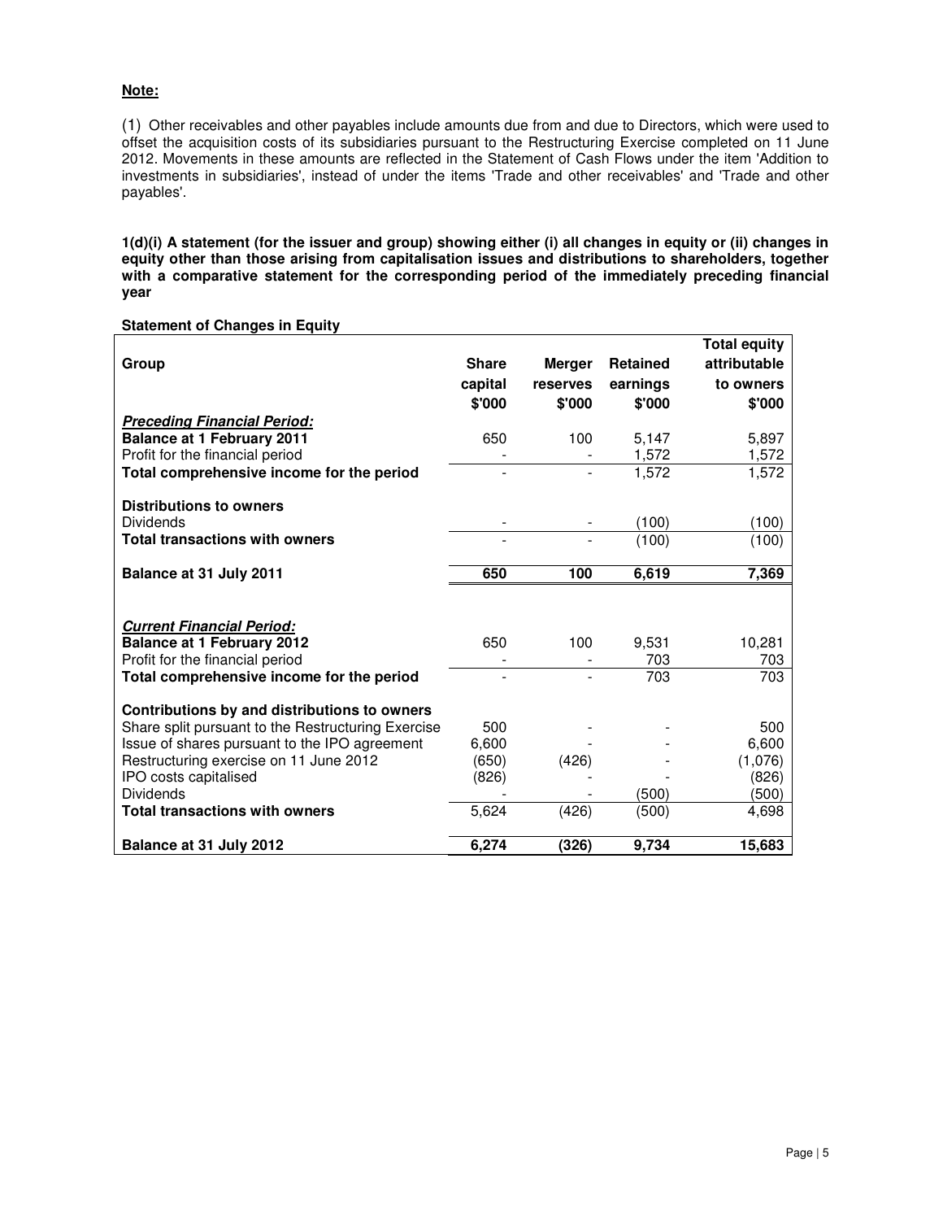**Note:**

(1) Other receivables and other payables include amounts due from and due to Directors, which were used to offset the acquisition costs of its subsidiaries pursuant to the Restructuring Exercise completed on 11 June 2012. Movements in these amounts are reflected in the Statement of Cash Flows under the item 'Addition to investments in subsidiaries', instead of under the items 'Trade and other receivables' and 'Trade and other payables'.

**1(d)(i) A statement (for the issuer and group) showing either (i) all changes in equity or (ii) changes in equity other than those arising from capitalisation issues and distributions to shareholders, together with a comparative statement for the corresponding period of the immediately preceding financial year**

**Statement of Changes in Equity**

| Group | Share capital $'000 | Merger reserves $'000 | Retained earnings $'000 | Total equity attributable to owners $'000 |
|---|---|---|---|---|
| ***Preceding Financial Period:*** | | | | |
| **Balance at 1 February 2011** | 650 | 100 | 5,147 | 5,897 |
| Profit for the financial period | - | - | 1,572 | 1,572 |
| **Total comprehensive income for the period** | - | - | 1,572 | 1,572 |
| **Distributions to owners** | | | | |
| Dividends | - | - | (100) | (100) |
| **Total transactions with owners** | - | - | (100) | (100) |
| **Balance at 31 July 2011** | **650** | **100** | **6,619** | **7,369** |
| ***Current Financial Period:*** | | | | |
| **Balance at 1 February 2012** | 650 | 100 | 9,531 | 10,281 |
| Profit for the financial period | - | - | 703 | 703 |
| **Total comprehensive income for the period** | - | - | 703 | 703 |
| **Contributions by and distributions to owners** | | | | |
| Share split pursuant to the Restructuring Exercise | 500 | - | - | 500 |
| Issue of shares pursuant to the IPO agreement | 6,600 | - | - | 6,600 |
| Restructuring exercise on 11 June 2012 | (650) | (426) | - | (1,076) |
| IPO costs capitalised | (826) | - | - | (826) |
| Dividends | - | - | (500) | (500) |
| **Total transactions with owners** | 5,624 | (426) | (500) | 4,698 |
| **Balance at 31 July 2012** | **6,274** | **(326)** | **9,734** | **15,683** |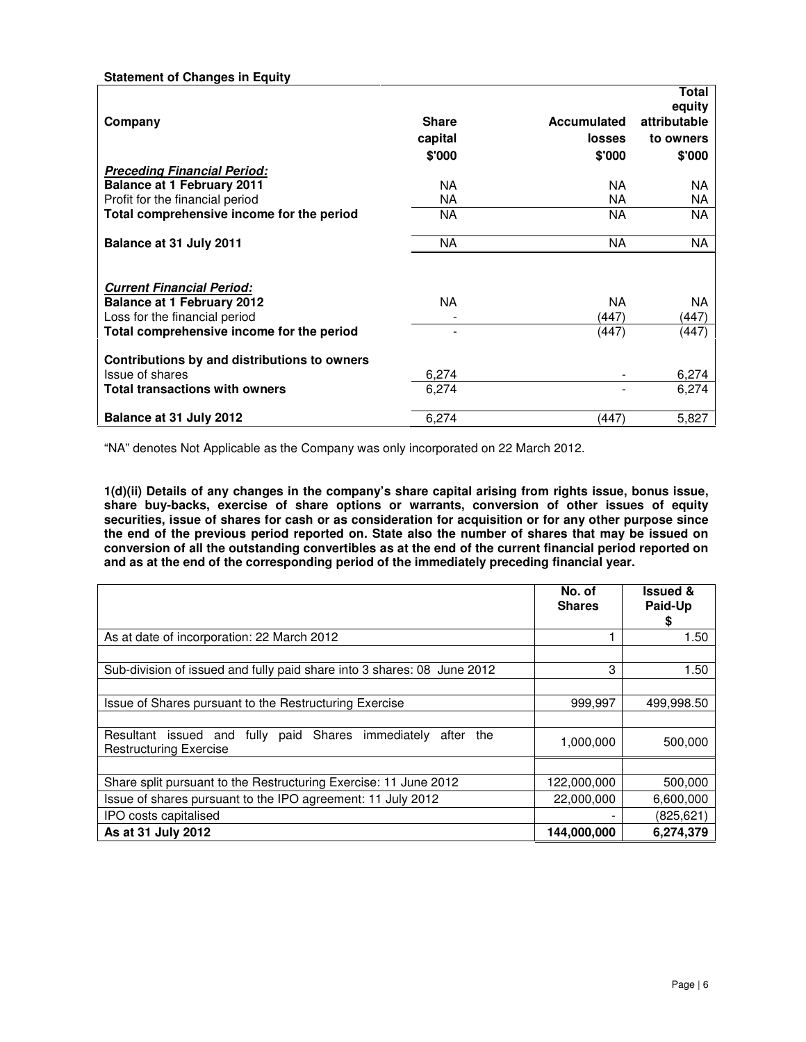**Statement of Changes in Equity**

| Company | Share capital $'000 | Accumulated losses $'000 | Total equity attributable to owners $'000 |
|---|---|---|---|
| ***Preceding Financial Period:*** | | | |
| **Balance at 1 February 2011** | NA | NA | NA |
| Profit for the financial period | NA | NA | NA |
| **Total comprehensive income for the period** | NA | NA | NA |
| **Balance at 31 July 2011** | NA | NA | NA |
| ***Current Financial Period:*** | | | |
| **Balance at 1 February 2012** | NA | NA | NA |
| Loss for the financial period | - | (447) | (447) |
| **Total comprehensive income for the period** | - | (447) | (447) |
| **Contributions by and distributions to owners** | | | |
| Issue of shares | 6,274 | - | 6,274 |
| **Total transactions with owners** | 6,274 | - | 6,274 |
| **Balance at 31 July 2012** | 6,274 | (447) | 5,827 |

"NA" denotes Not Applicable as the Company was only incorporated on 22 March 2012.

**1(d)(ii) Details of any changes in the company's share capital arising from rights issue, bonus issue, share buy-backs, exercise of share options or warrants, conversion of other issues of equity securities, issue of shares for cash or as consideration for acquisition or for any other purpose since the end of the previous period reported on. State also the number of shares that may be issued on conversion of all the outstanding convertibles as at the end of the current financial period reported on and as at the end of the corresponding period of the immediately preceding financial year.**

| | No. of Shares | Issued & Paid-Up $ |
|---|---|---|
| As at date of incorporation: 22 March 2012 | 1 | 1.50 |
| Sub-division of issued and fully paid share into 3 shares: 08 June 2012 | 3 | 1.50 |
| Issue of Shares pursuant to the Restructuring Exercise | 999,997 | 499,998.50 |
| Resultant issued and fully paid Shares immediately after the Restructuring Exercise | 1,000,000 | 500,000 |
| Share split pursuant to the Restructuring Exercise: 11 June 2012 | 122,000,000 | 500,000 |
| Issue of shares pursuant to the IPO agreement: 11 July 2012 | 22,000,000 | 6,600,000 |
| IPO costs capitalised | - | (825,621) |
| **As at 31 July 2012** | **144,000,000** | **6,274,379** |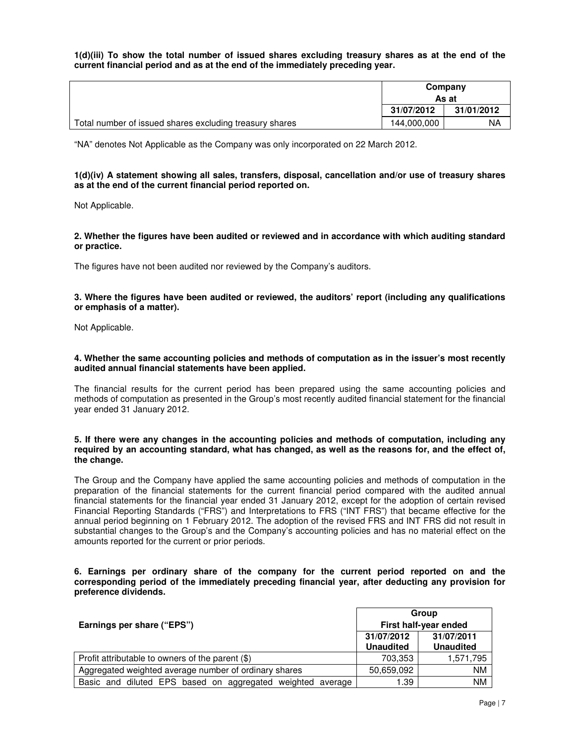**1(d)(iii) To show the total number of issued shares excluding treasury shares as at the end of the current financial period and as at the end of the immediately preceding year.**

| | Company As at | |
|---|---|---|
| | 31/07/2012 | 31/01/2012 |
| Total number of issued shares excluding treasury shares | 144,000,000 | NA |

"NA" denotes Not Applicable as the Company was only incorporated on 22 March 2012.

**1(d)(iv) A statement showing all sales, transfers, disposal, cancellation and/or use of treasury shares as at the end of the current financial period reported on.**

Not Applicable.

**2. Whether the figures have been audited or reviewed and in accordance with which auditing standard or practice.**

The figures have not been audited nor reviewed by the Company's auditors.

**3. Where the figures have been audited or reviewed, the auditors' report (including any qualifications or emphasis of a matter).**

Not Applicable.

**4. Whether the same accounting policies and methods of computation as in the issuer's most recently audited annual financial statements have been applied.**

The financial results for the current period has been prepared using the same accounting policies and methods of computation as presented in the Group's most recently audited financial statement for the financial year ended 31 January 2012.

**5. If there were any changes in the accounting policies and methods of computation, including any required by an accounting standard, what has changed, as well as the reasons for, and the effect of, the change.**

The Group and the Company have applied the same accounting policies and methods of computation in the preparation of the financial statements for the current financial period compared with the audited annual financial statements for the financial year ended 31 January 2012, except for the adoption of certain revised Financial Reporting Standards ("FRS") and Interpretations to FRS ("INT FRS") that became effective for the annual period beginning on 1 February 2012. The adoption of the revised FRS and INT FRS did not result in substantial changes to the Group's and the Company's accounting policies and has no material effect on the amounts reported for the current or prior periods.

**6. Earnings per ordinary share of the company for the current period reported on and the corresponding period of the immediately preceding financial year, after deducting any provision for preference dividends.**

| Earnings per share ("EPS") | Group First half-year ended | |
|---|---|---|
| | 31/07/2012 Unaudited | 31/07/2011 Unaudited |
| Profit attributable to owners of the parent ($) | 703,353 | 1,571,795 |
| Aggregated weighted average number of ordinary shares | 50,659,092 | NM |
| Basic and diluted EPS based on aggregated weighted average | 1.39 | NM |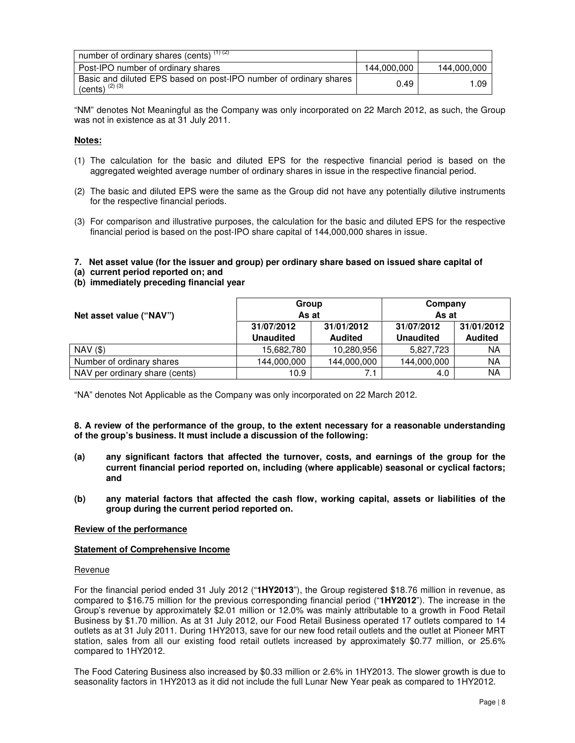| number of ordinary shares (cents) [1] [2] | | |
|---|---|---|
| Post-IPO number of ordinary shares | 144,000,000 | 144,000,000 |
| Basic and diluted EPS based on post-IPO number of ordinary shares (cents) [2] [3] | 0.49 | 1.09 |

"NM" denotes Not Meaningful as the Company was only incorporated on 22 March 2012, as such, the Group was not in existence as at 31 July 2011.

**Notes:**

(1) The calculation for the basic and diluted EPS for the respective financial period is based on the aggregated weighted average number of ordinary shares in issue in the respective financial period.

(2) The basic and diluted EPS were the same as the Group did not have any potentially dilutive instruments for the respective financial periods.

(3) For comparison and illustrative purposes, the calculation for the basic and diluted EPS for the respective financial period is based on the post-IPO share capital of 144,000,000 shares in issue.

**7. Net asset value (for the issuer and group) per ordinary share based on issued share capital of**
**(a) current period reported on; and**
**(b) immediately preceding financial year**

| Net asset value ("NAV") | Group As at | | Company As at | |
|---|---|---|---|---|
| | 31/07/2012 Unaudited | 31/01/2012 Audited | 31/07/2012 Unaudited | 31/01/2012 Audited |
| NAV ($) | 15,682,780 | 10,280,956 | 5,827,723 | NA |
| Number of ordinary shares | 144,000,000 | 144,000,000 | 144,000,000 | NA |
| NAV per ordinary share (cents) | 10.9 | 7.1 | 4.0 | NA |

"NA" denotes Not Applicable as the Company was only incorporated on 22 March 2012.

**8. A review of the performance of the group, to the extent necessary for a reasonable understanding of the group's business. It must include a discussion of the following:**

**(a) any significant factors that affected the turnover, costs, and earnings of the group for the current financial period reported on, including (where applicable) seasonal or cyclical factors; and**

**(b) any material factors that affected the cash flow, working capital, assets or liabilities of the group during the current period reported on.**

**Review of the performance**

**Statement of Comprehensive Income**

Revenue

For the financial period ended 31 July 2012 ("**1HY2013**"), the Group registered $18.76 million in revenue, as compared to $16.75 million for the previous corresponding financial period ("**1HY2012**"). The increase in the Group's revenue by approximately $2.01 million or 12.0% was mainly attributable to a growth in Food Retail Business by $1.70 million. As at 31 July 2012, our Food Retail Business operated 17 outlets compared to 14 outlets as at 31 July 2011. During 1HY2013, save for our new food retail outlets and the outlet at Pioneer MRT station, sales from all our existing food retail outlets increased by approximately $0.77 million, or 25.6% compared to 1HY2012.

The Food Catering Business also increased by $0.33 million or 2.6% in 1HY2013. The slower growth is due to seasonality factors in 1HY2013 as it did not include the full Lunar New Year peak as compared to 1HY2012.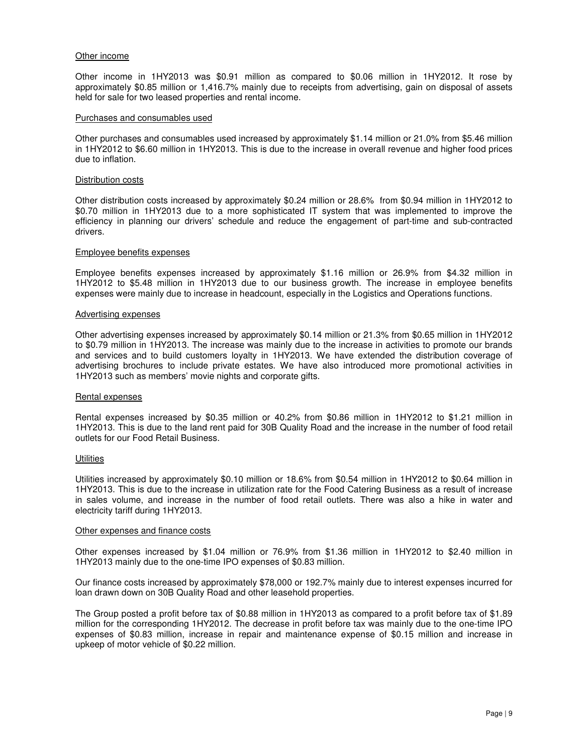Other income

Other income in 1HY2013 was $0.91 million as compared to $0.06 million in 1HY2012. It rose by approximately $0.85 million or 1,416.7% mainly due to receipts from advertising, gain on disposal of assets held for sale for two leased properties and rental income.

Purchases and consumables used

Other purchases and consumables used increased by approximately $1.14 million or 21.0% from $5.46 million in 1HY2012 to $6.60 million in 1HY2013. This is due to the increase in overall revenue and higher food prices due to inflation.

Distribution costs

Other distribution costs increased by approximately $0.24 million or 28.6% from $0.94 million in 1HY2012 to $0.70 million in 1HY2013 due to a more sophisticated IT system that was implemented to improve the efficiency in planning our drivers' schedule and reduce the engagement of part-time and sub-contracted drivers.

Employee benefits expenses

Employee benefits expenses increased by approximately $1.16 million or 26.9% from $4.32 million in 1HY2012 to $5.48 million in 1HY2013 due to our business growth. The increase in employee benefits expenses were mainly due to increase in headcount, especially in the Logistics and Operations functions.

Advertising expenses

Other advertising expenses increased by approximately $0.14 million or 21.3% from $0.65 million in 1HY2012 to $0.79 million in 1HY2013. The increase was mainly due to the increase in activities to promote our brands and services and to build customers loyalty in 1HY2013. We have extended the distribution coverage of advertising brochures to include private estates. We have also introduced more promotional activities in 1HY2013 such as members' movie nights and corporate gifts.

Rental expenses

Rental expenses increased by $0.35 million or 40.2% from $0.86 million in 1HY2012 to $1.21 million in 1HY2013. This is due to the land rent paid for 30B Quality Road and the increase in the number of food retail outlets for our Food Retail Business.

Utilities

Utilities increased by approximately $0.10 million or 18.6% from $0.54 million in 1HY2012 to $0.64 million in 1HY2013. This is due to the increase in utilization rate for the Food Catering Business as a result of increase in sales volume, and increase in the number of food retail outlets. There was also a hike in water and electricity tariff during 1HY2013.

Other expenses and finance costs

Other expenses increased by $1.04 million or 76.9% from $1.36 million in 1HY2012 to $2.40 million in 1HY2013 mainly due to the one-time IPO expenses of $0.83 million.

Our finance costs increased by approximately $78,000 or 192.7% mainly due to interest expenses incurred for loan drawn down on 30B Quality Road and other leasehold properties.

The Group posted a profit before tax of $0.88 million in 1HY2013 as compared to a profit before tax of $1.89 million for the corresponding 1HY2012. The decrease in profit before tax was mainly due to the one-time IPO expenses of $0.83 million, increase in repair and maintenance expense of $0.15 million and increase in upkeep of motor vehicle of $0.22 million.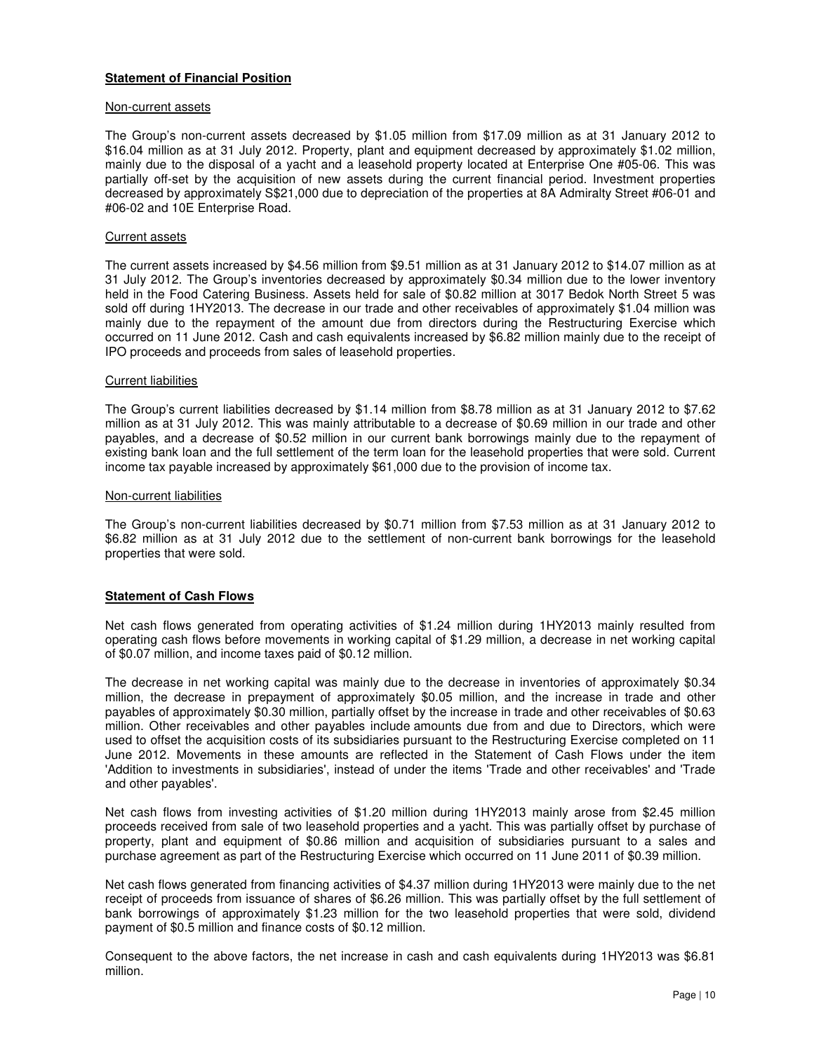## **Statement of Financial Position**

### Non-current assets

The Group's non-current assets decreased by $1.05 million from $17.09 million as at 31 January 2012 to $16.04 million as at 31 July 2012. Property, plant and equipment decreased by approximately $1.02 million, mainly due to the disposal of a yacht and a leasehold property located at Enterprise One #05-06. This was partially off-set by the acquisition of new assets during the current financial period. Investment properties decreased by approximately S$21,000 due to depreciation of the properties at 8A Admiralty Street #06-01 and #06-02 and 10E Enterprise Road.

### Current assets

The current assets increased by $4.56 million from $9.51 million as at 31 January 2012 to $14.07 million as at 31 July 2012. The Group's inventories decreased by approximately $0.34 million due to the lower inventory held in the Food Catering Business. Assets held for sale of $0.82 million at 3017 Bedok North Street 5 was sold off during 1HY2013. The decrease in our trade and other receivables of approximately $1.04 million was mainly due to the repayment of the amount due from directors during the Restructuring Exercise which occurred on 11 June 2012. Cash and cash equivalents increased by $6.82 million mainly due to the receipt of IPO proceeds and proceeds from sales of leasehold properties.

### Current liabilities

The Group's current liabilities decreased by $1.14 million from $8.78 million as at 31 January 2012 to $7.62 million as at 31 July 2012. This was mainly attributable to a decrease of $0.69 million in our trade and other payables, and a decrease of $0.52 million in our current bank borrowings mainly due to the repayment of existing bank loan and the full settlement of the term loan for the leasehold properties that were sold. Current income tax payable increased by approximately $61,000 due to the provision of income tax.

### Non-current liabilities

The Group's non-current liabilities decreased by $0.71 million from $7.53 million as at 31 January 2012 to $6.82 million as at 31 July 2012 due to the settlement of non-current bank borrowings for the leasehold properties that were sold.

## **Statement of Cash Flows**

Net cash flows generated from operating activities of $1.24 million during 1HY2013 mainly resulted from operating cash flows before movements in working capital of $1.29 million, a decrease in net working capital of $0.07 million, and income taxes paid of $0.12 million.

The decrease in net working capital was mainly due to the decrease in inventories of approximately $0.34 million, the decrease in prepayment of approximately $0.05 million, and the increase in trade and other payables of approximately $0.30 million, partially offset by the increase in trade and other receivables of $0.63 million. Other receivables and other payables include amounts due from and due to Directors, which were used to offset the acquisition costs of its subsidiaries pursuant to the Restructuring Exercise completed on 11 June 2012. Movements in these amounts are reflected in the Statement of Cash Flows under the item 'Addition to investments in subsidiaries', instead of under the items 'Trade and other receivables' and 'Trade and other payables'.

Net cash flows from investing activities of $1.20 million during 1HY2013 mainly arose from $2.45 million proceeds received from sale of two leasehold properties and a yacht. This was partially offset by purchase of property, plant and equipment of $0.86 million and acquisition of subsidiaries pursuant to a sales and purchase agreement as part of the Restructuring Exercise which occurred on 11 June 2011 of $0.39 million.

Net cash flows generated from financing activities of $4.37 million during 1HY2013 were mainly due to the net receipt of proceeds from issuance of shares of $6.26 million. This was partially offset by the full settlement of bank borrowings of approximately $1.23 million for the two leasehold properties that were sold, dividend payment of $0.5 million and finance costs of $0.12 million.

Consequent to the above factors, the net increase in cash and cash equivalents during 1HY2013 was $6.81 million.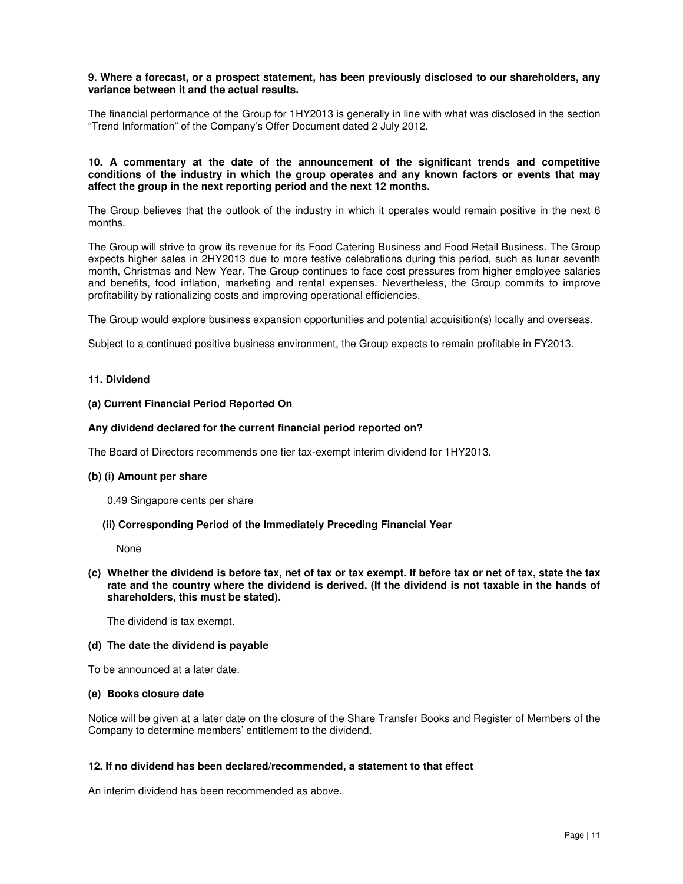**9. Where a forecast, or a prospect statement, has been previously disclosed to our shareholders, any variance between it and the actual results.**

The financial performance of the Group for 1HY2013 is generally in line with what was disclosed in the section "Trend Information" of the Company's Offer Document dated 2 July 2012.

**10. A commentary at the date of the announcement of the significant trends and competitive conditions of the industry in which the group operates and any known factors or events that may affect the group in the next reporting period and the next 12 months.**

The Group believes that the outlook of the industry in which it operates would remain positive in the next 6 months.

The Group will strive to grow its revenue for its Food Catering Business and Food Retail Business. The Group expects higher sales in 2HY2013 due to more festive celebrations during this period, such as lunar seventh month, Christmas and New Year. The Group continues to face cost pressures from higher employee salaries and benefits, food inflation, marketing and rental expenses. Nevertheless, the Group commits to improve profitability by rationalizing costs and improving operational efficiencies.

The Group would explore business expansion opportunities and potential acquisition(s) locally and overseas.

Subject to a continued positive business environment, the Group expects to remain profitable in FY2013.

**11. Dividend**

**(a) Current Financial Period Reported On**

**Any dividend declared for the current financial period reported on?**

The Board of Directors recommends one tier tax-exempt interim dividend for 1HY2013.

**(b) (i) Amount per share**

0.49 Singapore cents per share

**(ii) Corresponding Period of the Immediately Preceding Financial Year**

None

**(c) Whether the dividend is before tax, net of tax or tax exempt. If before tax or net of tax, state the tax rate and the country where the dividend is derived. (If the dividend is not taxable in the hands of shareholders, this must be stated).**

The dividend is tax exempt.

**(d) The date the dividend is payable**

To be announced at a later date.

**(e) Books closure date**

Notice will be given at a later date on the closure of the Share Transfer Books and Register of Members of the Company to determine members' entitlement to the dividend.

**12. If no dividend has been declared/recommended, a statement to that effect**

An interim dividend has been recommended as above.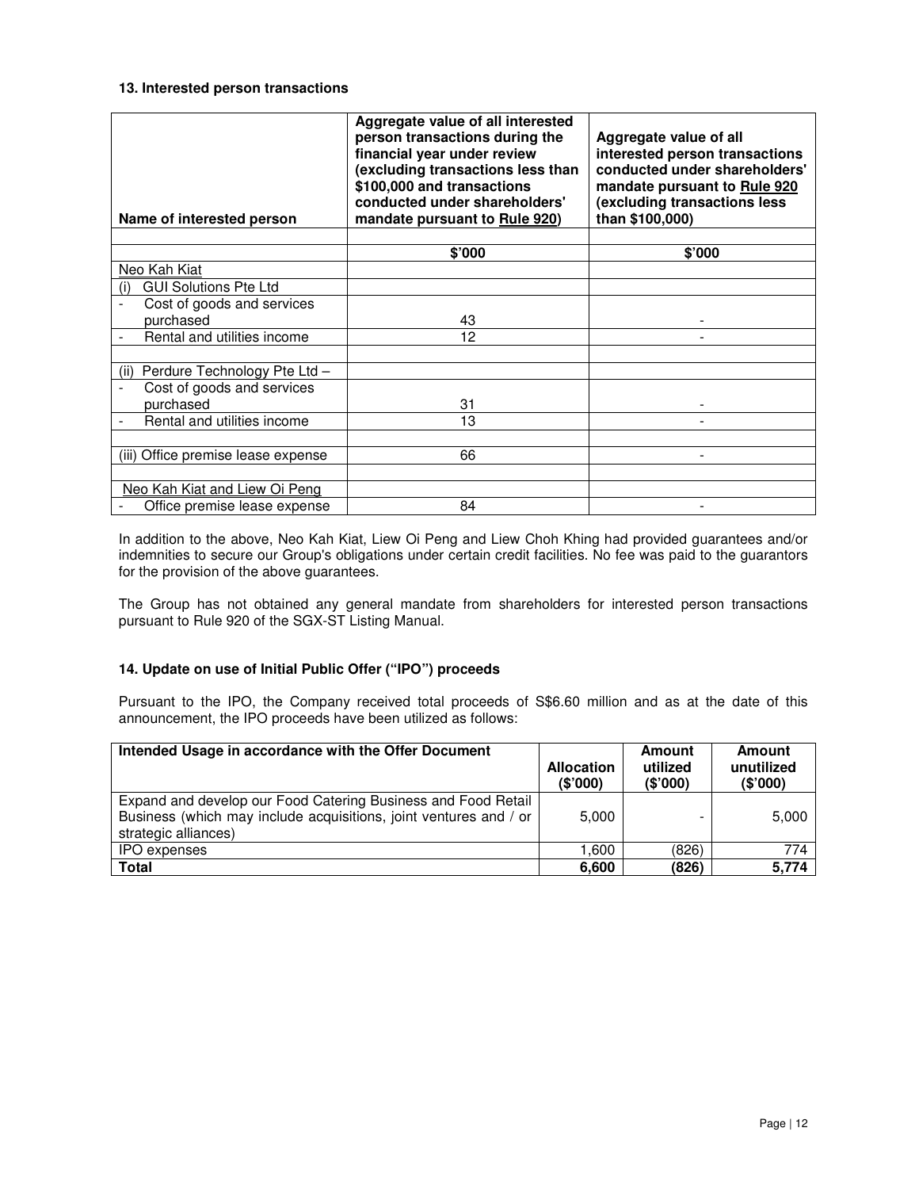### 13. Interested person transactions

| Name of interested person | Aggregate value of all interested person transactions during the financial year under review (excluding transactions less than \$100,000 and transactions conducted under shareholders' mandate pursuant to Rule 920) | Aggregate value of all interested person transactions conducted under shareholders' mandate pursuant to Rule 920 (excluding transactions less than \$100,000) |
|---|---|---|
| | | |
| | \$'000 | \$'000 |
| Neo Kah Kiat | | |
| (i) GUI Solutions Pte Ltd | | |
| - Cost of goods and services purchased | 43 | - |
| - Rental and utilities income | 12 | - |
| | | |
| (ii) Perdure Technology Pte Ltd – | | |
| - Cost of goods and services purchased | 31 | - |
| - Rental and utilities income | 13 | - |
| | | |
| (iii) Office premise lease expense | 66 | - |
| | | |
| Neo Kah Kiat and Liew Oi Peng | | |
| - Office premise lease expense | 84 | - |

In addition to the above, Neo Kah Kiat, Liew Oi Peng and Liew Choh Khing had provided guarantees and/or indemnities to secure our Group's obligations under certain credit facilities. No fee was paid to the guarantors for the provision of the above guarantees.

The Group has not obtained any general mandate from shareholders for interested person transactions pursuant to Rule 920 of the SGX-ST Listing Manual.

### 14. Update on use of Initial Public Offer ("IPO") proceeds

Pursuant to the IPO, the Company received total proceeds of S\$6.60 million and as at the date of this announcement, the IPO proceeds have been utilized as follows:

| Intended Usage in accordance with the Offer Document | Allocation (\$'000) | Amount utilized (\$'000) | Amount unutilized (\$'000) |
|---|---|---|---|
| Expand and develop our Food Catering Business and Food Retail Business (which may include acquisitions, joint ventures and / or strategic alliances) | 5,000 | - | 5,000 |
| IPO expenses | 1,600 | (826) | 774 |
| **Total** | **6,600** | **(826)** | **5,774** |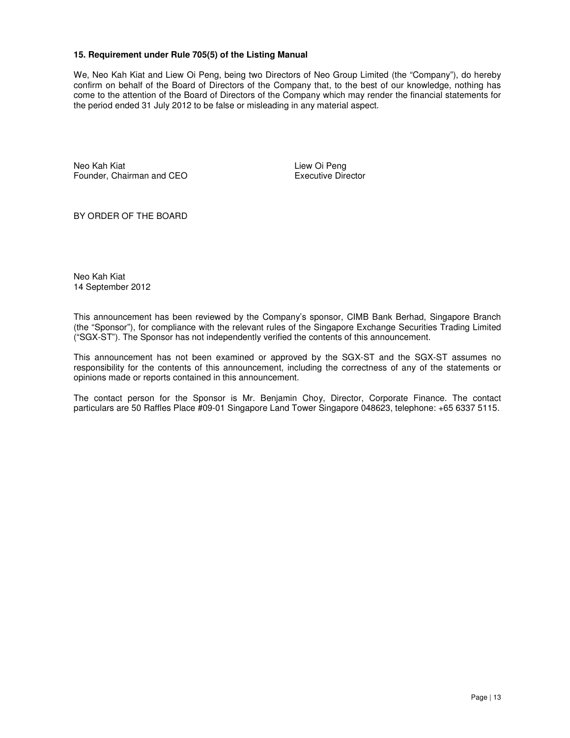**15. Requirement under Rule 705(5) of the Listing Manual**

We, Neo Kah Kiat and Liew Oi Peng, being two Directors of Neo Group Limited (the "Company"), do hereby confirm on behalf of the Board of Directors of the Company that, to the best of our knowledge, nothing has come to the attention of the Board of Directors of the Company which may render the financial statements for the period ended 31 July 2012 to be false or misleading in any material aspect.

Neo Kah Kiat
Founder, Chairman and CEO

Liew Oi Peng
Executive Director

BY ORDER OF THE BOARD

Neo Kah Kiat
14 September 2012

This announcement has been reviewed by the Company's sponsor, CIMB Bank Berhad, Singapore Branch (the "Sponsor"), for compliance with the relevant rules of the Singapore Exchange Securities Trading Limited ("SGX-ST"). The Sponsor has not independently verified the contents of this announcement.

This announcement has not been examined or approved by the SGX-ST and the SGX-ST assumes no responsibility for the contents of this announcement, including the correctness of any of the statements or opinions made or reports contained in this announcement.

The contact person for the Sponsor is Mr. Benjamin Choy, Director, Corporate Finance. The contact particulars are 50 Raffles Place #09-01 Singapore Land Tower Singapore 048623, telephone: +65 6337 5115.